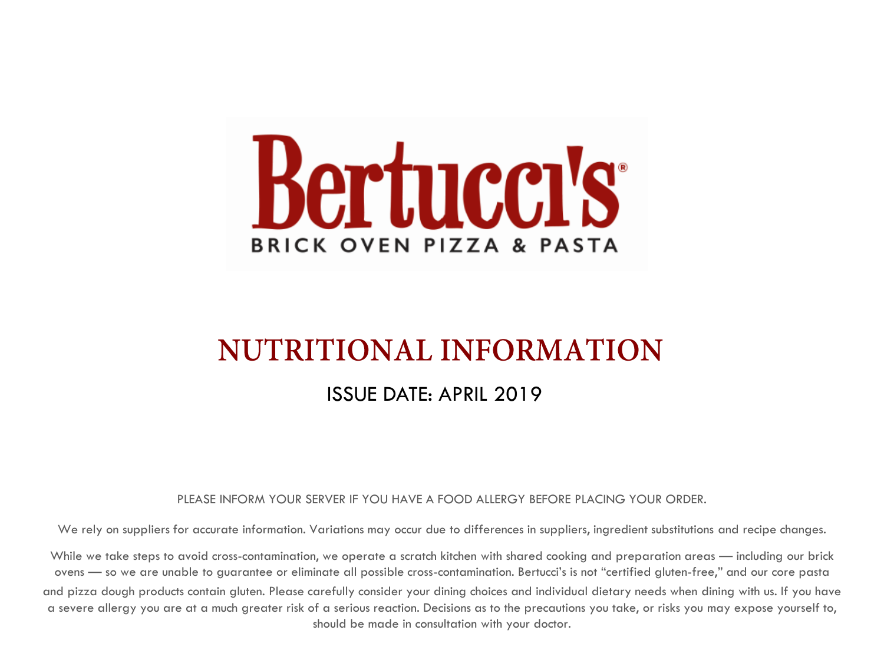# Bertucci's

BRICK OVEN PIZZA & PASTA

## NUTRITIONAL INFORMATION

ISSUE DATE: APRIL 2019

PLEASE INFORM YOUR SERVER IF YOU HAVE A FOOD ALLERGY BEFORE PLACING YOUR ORDER.

We rely on suppliers for accurate information. Variations may occur due to differences in suppliers, ingredient substitutions and recipe changes.

While we take steps to avoid cross-contamination, we operate a scratch kitchen with shared cooking and preparation areas — including our brick ovens — so we are unable to guarantee or eliminate all possible cross-contamination. Bertucci's is not "certified gluten-free," and our core pasta and pizza dough products contain gluten. Please carefully consider your dining choices and individual dietary needs when dining with us. If you have a severe allergy you are at a much greater risk of a serious reaction. Decisions as to the precautions you take, or risks you may expose yourself to, should be made in consultation with your doctor.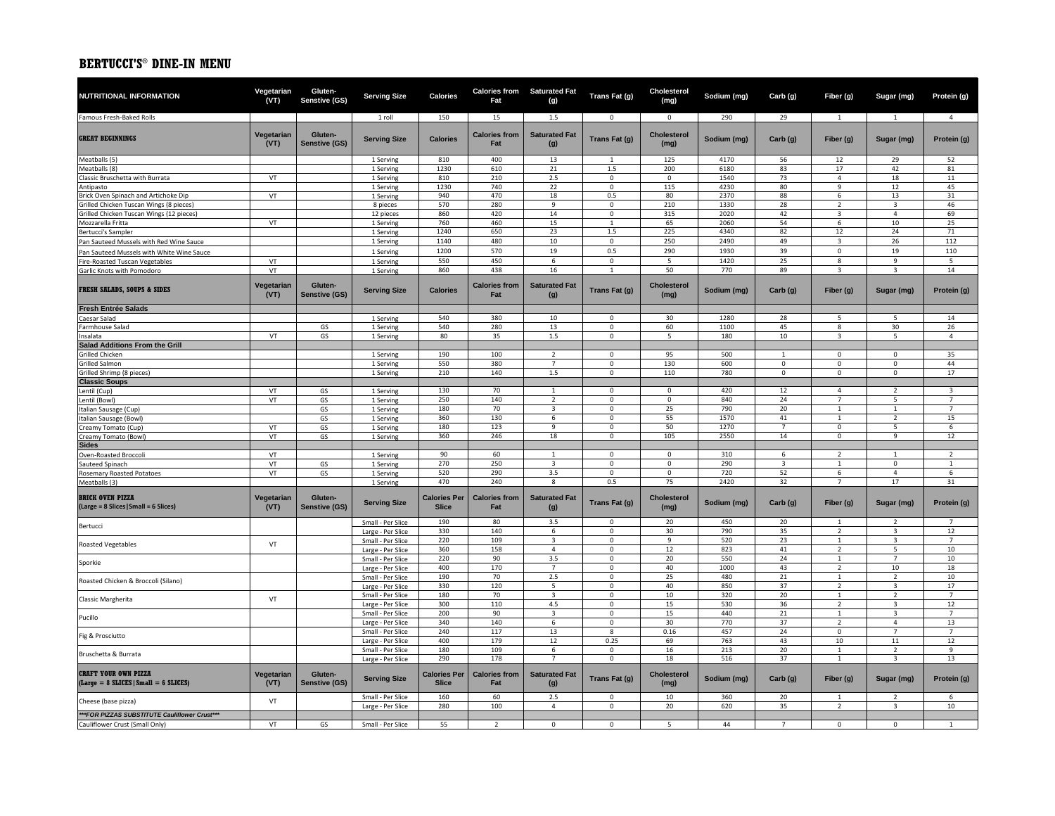# BERTUCCI'S® DINE-IN MENU

| NUTRITIONAL INFORMATION | Vegetarian (VT) | Gluten-Senstive (GS) | Serving Size | Calories | Calories from Fat | Saturated Fat (g) | Trans Fat (g) | Cholesterol (mg) | Sodium (mg) | Carb (g) | Fiber (g) | Sugar (mg) | Protein (g) |
|---|---|---|---|---|---|---|---|---|---|---|---|---|---|
| Famous Fresh-Baked Rolls | | | 1 roll | 150 | 15 | 1.5 | 0 | 0 | 290 | 29 | 1 | 1 | 4 |
| **GREAT BEGINNINGS** | **Vegetarian (VT)** | **Gluten-Senstive (GS)** | **Serving Size** | **Calories** | **Calories from Fat** | **Saturated Fat (g)** | **Trans Fat (g)** | **Cholesterol (mg)** | **Sodium (mg)** | **Carb (g)** | **Fiber (g)** | **Sugar (mg)** | **Protein (g)** |
| Meatballs (5) | | | 1 Serving | 810 | 400 | 13 | 1 | 125 | 4170 | 56 | 12 | 29 | 52 |
| Meatballs (8) | | | 1 Serving | 1230 | 610 | 21 | 1.5 | 200 | 6180 | 83 | 17 | 42 | 81 |
| Classic Bruschetta with Burrata | VT | | 1 Serving | 810 | 210 | 2.5 | 0 | 0 | 1540 | 73 | 4 | 18 | 11 |
| Antipasto | | | 1 Serving | 1230 | 740 | 22 | 0 | 115 | 4230 | 80 | 9 | 12 | 45 |
| Brick Oven Spinach and Artichoke Dip | VT | | 1 Serving | 940 | 470 | 18 | 0.5 | 80 | 2370 | 88 | 6 | 13 | 31 |
| Grilled Chicken Tuscan Wings (8 pieces) | | | 8 pieces | 570 | 280 | 9 | 0 | 210 | 1330 | 28 | 2 | 3 | 46 |
| Grilled Chicken Tuscan Wings (12 pieces) | | | 12 pieces | 860 | 420 | 14 | 0 | 315 | 2020 | 42 | 3 | 4 | 69 |
| Mozzarella Fritta | VT | | 1 Serving | 760 | 460 | 15 | 1 | 65 | 2060 | 54 | 6 | 10 | 25 |
| Bertucci's Sampler | | | 1 Serving | 1240 | 650 | 23 | 1.5 | 225 | 4340 | 82 | 12 | 24 | 71 |
| Pan Sauteed Mussels with Red Wine Sauce | | | 1 Serving | 1140 | 480 | 10 | 0 | 250 | 2490 | 49 | 3 | 26 | 112 |
| Pan Sauteed Mussels with White Wine Sauce | | | 1 Serving | 1200 | 570 | 19 | 0.5 | 290 | 1930 | 39 | 0 | 19 | 110 |
| Fire-Roasted Tuscan Vegetables | VT | | 1 Serving | 550 | 450 | 6 | 0 | 5 | 1420 | 25 | 8 | 9 | 5 |
| Garlic Knots with Pomodoro | VT | | 1 Serving | 860 | 438 | 16 | 1 | 50 | 770 | 89 | 3 | 3 | 14 |
| **FRESH SALADS, SOUPS & SIDES** | **Vegetarian (VT)** | **Gluten-Senstive (GS)** | **Serving Size** | **Calories** | **Calories from Fat** | **Saturated Fat (g)** | **Trans Fat (g)** | **Cholesterol (mg)** | **Sodium (mg)** | **Carb (g)** | **Fiber (g)** | **Sugar (mg)** | **Protein (g)** |
| **Fresh Entrée Salads** | | | | | | | | | | | | | |
| Caesar Salad | | | 1 Serving | 540 | 380 | 10 | 0 | 30 | 1280 | 28 | 5 | 5 | 14 |
| Farmhouse Salad | | GS | 1 Serving | 540 | 280 | 13 | 0 | 60 | 1100 | 45 | 8 | 30 | 26 |
| Insalata | VT | GS | 1 Serving | 80 | 35 | 1.5 | 0 | 5 | 180 | 10 | 3 | 5 | 4 |
| **Salad Additions From the Grill** | | | | | | | | | | | | | |
| Grilled Chicken | | | 1 Serving | 190 | 100 | 2 | 0 | 95 | 500 | 1 | 0 | 0 | 35 |
| Grilled Salmon | | | 1 Serving | 550 | 380 | 7 | 0 | 130 | 600 | 0 | 0 | 0 | 44 |
| Grilled Shrimp (8 pieces) | | | 1 Serving | 210 | 140 | 1.5 | 0 | 110 | 780 | 0 | 0 | 0 | 17 |
| **Classic Soups** | | | | | | | | | | | | | |
| Lentil (Cup) | VT | GS | 1 Serving | 130 | 70 | 1 | 0 | 0 | 420 | 12 | 4 | 2 | 3 |
| Lentil (Bowl) | VT | GS | 1 Serving | 250 | 140 | 2 | 0 | 0 | 840 | 24 | 7 | 5 | 7 |
| Italian Sausage (Cup) | | GS | 1 Serving | 180 | 70 | 3 | 0 | 25 | 790 | 20 | 1 | 1 | 7 |
| Italian Sausage (Bowl) | | GS | 1 Serving | 360 | 130 | 6 | 0 | 55 | 1570 | 41 | 1 | 2 | 15 |
| Creamy Tomato (Cup) | VT | GS | 1 Serving | 180 | 123 | 9 | 0 | 50 | 1270 | 7 | 0 | 5 | 6 |
| Creamy Tomato (Bowl) | VT | GS | 1 Serving | 360 | 246 | 18 | 0 | 105 | 2550 | 14 | 0 | 9 | 12 |
| **Sides** | | | | | | | | | | | | | |
| Oven-Roasted Broccoli | VT | | 1 Serving | 90 | 60 | 1 | 0 | 0 | 310 | 6 | 2 | 1 | 2 |
| Sauteed Spinach | VT | GS | 1 Serving | 270 | 250 | 3 | 0 | 0 | 290 | 3 | 1 | 0 | 1 |
| Rosemary Roasted Potatoes | VT | GS | 1 Serving | 520 | 290 | 3.5 | 0 | 0 | 720 | 52 | 6 | 4 | 6 |
| Meatballs (3) | | | 1 Serving | 470 | 240 | 8 | 0.5 | 75 | 2420 | 32 | 7 | 17 | 31 |
| **BRICK OVEN PIZZA (Large = 8 Slices\|Small = 6 Slices)** | **Vegetarian (VT)** | **Gluten-Senstive (GS)** | **Serving Size** | **Calories Per Slice** | **Calories from Fat** | **Saturated Fat (g)** | **Trans Fat (g)** | **Cholesterol (mg)** | **Sodium (mg)** | **Carb (g)** | **Fiber (g)** | **Sugar (mg)** | **Protein (g)** |
| Bertucci | | | Small - Per Slice | 190 | 80 | 3.5 | 0 | 20 | 450 | 20 | 1 | 2 | 7 |
| | | | Large - Per Slice | 330 | 140 | 6 | 0 | 30 | 790 | 35 | 2 | 3 | 12 |
| Roasted Vegetables | VT | | Small - Per Slice | 220 | 109 | 3 | 0 | 9 | 520 | 23 | 1 | 3 | 7 |
| | | | Large - Per Slice | 360 | 158 | 4 | 0 | 12 | 823 | 41 | 2 | 5 | 10 |
| Sporkie | | | Small - Per Slice | 220 | 90 | 3.5 | 0 | 20 | 550 | 24 | 1 | 7 | 10 |
| | | | Large - Per Slice | 400 | 170 | 7 | 0 | 40 | 1000 | 43 | 2 | 10 | 18 |
| Roasted Chicken & Broccoli (Silano) | | | Small - Per Slice | 190 | 70 | 2.5 | 0 | 25 | 480 | 21 | 1 | 2 | 10 |
| | | | Large - Per Slice | 330 | 120 | 5 | 0 | 40 | 850 | 37 | 2 | 3 | 17 |
| Classic Margherita | VT | | Small - Per Slice | 180 | 70 | 3 | 0 | 10 | 320 | 20 | 1 | 2 | 7 |
| | | | Large - Per Slice | 300 | 110 | 4.5 | 0 | 15 | 530 | 36 | 2 | 3 | 12 |
| Pucillo | | | Small - Per Slice | 200 | 90 | 3 | 0 | 15 | 440 | 21 | 1 | 3 | 7 |
| | | | Large - Per Slice | 340 | 140 | 6 | 0 | 30 | 770 | 37 | 2 | 4 | 13 |
| Fig & Prosciutto | | | Small - Per Slice | 240 | 117 | 13 | 8 | 0.16 | 457 | 24 | 0 | 7 | 7 |
| | | | Large - Per Slice | 400 | 179 | 12 | 0.25 | 69 | 763 | 43 | 10 | 11 | 12 |
| Bruschetta & Burrata | | | Small - Per Slice | 180 | 109 | 6 | 0 | 16 | 213 | 20 | 1 | 2 | 9 |
| | | | Large - Per Slice | 290 | 178 | 7 | 0 | 18 | 516 | 37 | 1 | 3 | 13 |
| **CRAFT YOUR OWN PIZZA (Large = 8 SLICES\|Small = 6 SLICES)** | **Vegetarian (VT)** | **Gluten-Senstive (GS)** | **Serving Size** | **Calories Per Slice** | **Calories from Fat** | **Saturated Fat (g)** | **Trans Fat (g)** | **Cholesterol (mg)** | **Sodium (mg)** | **Carb (g)** | **Fiber (g)** | **Sugar (mg)** | **Protein (g)** |
| Cheese (base pizza) | VT | | Small - Per Slice | 160 | 60 | 2.5 | 0 | 10 | 360 | 20 | 1 | 2 | 6 |
| | | | Large - Per Slice | 280 | 100 | 4 | 0 | 20 | 620 | 35 | 2 | 3 | 10 |
| ***FOR PIZZAS SUBSTITUTE Cauliflower Crust*** | | | | | | | | | | | | | |
| Cauliflower Crust (Small Only) | VT | GS | Small - Per Slice | 55 | 2 | 0 | 0 | 5 | 44 | 7 | 0 | 0 | 1 |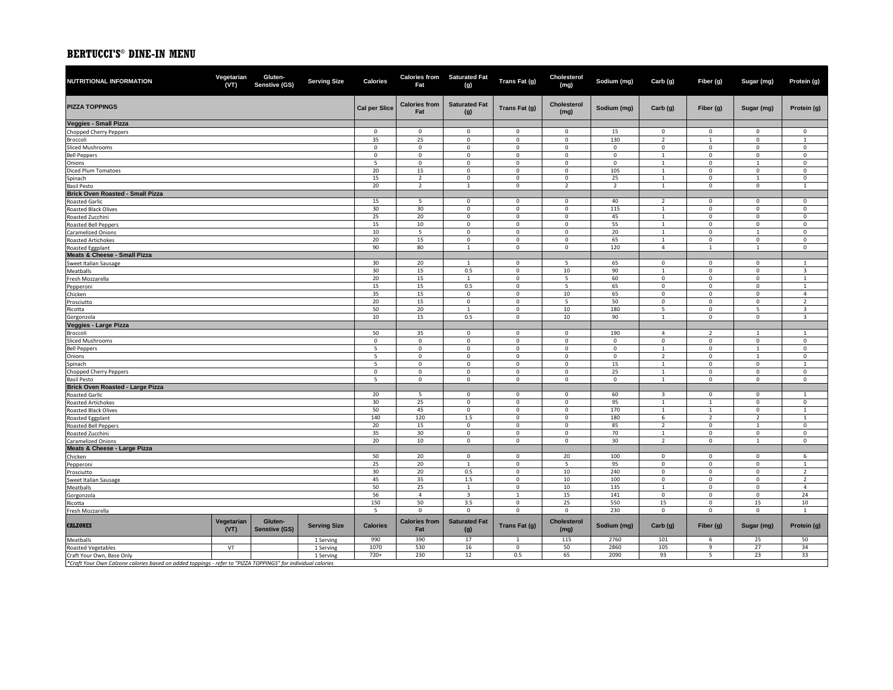# BERTUCCI'S® DINE-IN MENU

| NUTRITIONAL INFORMATION | Vegetarian (VT) | Gluten-Senstive (GS) | Serving Size | Calories | Calories from Fat | Saturated Fat (g) | Trans Fat (g) | Cholesterol (mg) | Sodium (mg) | Carb (g) | Fiber (g) | Sugar (mg) | Protein (g) |
|---|---|---|---|---|---|---|---|---|---|---|---|---|---|
| **PIZZA TOPPINGS** | | | | **Cal per Slice** | **Calories from Fat** | **Saturated Fat (g)** | **Trans Fat (g)** | **Cholesterol (mg)** | **Sodium (mg)** | **Carb (g)** | **Fiber (g)** | **Sugar (mg)** | **Protein (g)** |
| **Veggies - Small Pizza** | | | | | | | | | | | | | |
| Chopped Cherry Peppers | | | | 0 | 0 | 0 | 0 | 0 | 15 | 0 | 0 | 0 | 0 |
| Broccoli | | | | 35 | 25 | 0 | 0 | 0 | 130 | 2 | 1 | 0 | 1 |
| Sliced Mushrooms | | | | 0 | 0 | 0 | 0 | 0 | 0 | 0 | 0 | 0 | 0 |
| Bell Peppers | | | | 0 | 0 | 0 | 0 | 0 | 0 | 1 | 0 | 0 | 0 |
| Onions | | | | 5 | 0 | 0 | 0 | 0 | 0 | 1 | 0 | 1 | 0 |
| Diced Plum Tomatoes | | | | 20 | 15 | 0 | 0 | 0 | 105 | 1 | 0 | 0 | 0 |
| Spinach | | | | 15 | 2 | 0 | 0 | 0 | 25 | 1 | 0 | 1 | 0 |
| Basil Pesto | | | | 20 | 2 | 1 | 0 | 2 | 2 | 1 | 0 | 0 | 1 |
| **Brick Oven Roasted - Small Pizza** | | | | | | | | | | | | | |
| Roasted Garlic | | | | 15 | 5 | 0 | 0 | 0 | 40 | 2 | 0 | 0 | 0 |
| Roasted Black Olives | | | | 30 | 30 | 0 | 0 | 0 | 115 | 1 | 0 | 0 | 0 |
| Roasted Zucchini | | | | 25 | 20 | 0 | 0 | 0 | 45 | 1 | 0 | 0 | 0 |
| Roasted Bell Peppers | | | | 15 | 10 | 0 | 0 | 0 | 55 | 1 | 0 | 0 | 0 |
| Caramelized Onions | | | | 10 | 5 | 0 | 0 | 0 | 20 | 1 | 0 | 1 | 0 |
| Roasted Artichokes | | | | 20 | 15 | 0 | 0 | 0 | 65 | 1 | 0 | 0 | 0 |
| Roasted Eggplant | | | | 90 | 80 | 1 | 0 | 0 | 120 | 4 | 1 | 1 | 0 |
| **Meats & Cheese - Small Pizza** | | | | | | | | | | | | | |
| Sweet Italian Sausage | | | | 30 | 20 | 1 | 0 | 5 | 65 | 0 | 0 | 0 | 1 |
| Meatballs | | | | 30 | 15 | 0.5 | 0 | 10 | 90 | 1 | 0 | 0 | 3 |
| Fresh Mozzarella | | | | 20 | 15 | 1 | 0 | 5 | 60 | 0 | 0 | 0 | 1 |
| Pepperoni | | | | 15 | 15 | 0.5 | 0 | 5 | 65 | 0 | 0 | 0 | 1 |
| Chicken | | | | 35 | 15 | 0 | 0 | 10 | 65 | 0 | 0 | 0 | 4 |
| Prosciutto | | | | 20 | 15 | 0 | 0 | 5 | 50 | 0 | 0 | 0 | 2 |
| Ricotta | | | | 50 | 20 | 1 | 0 | 10 | 180 | 5 | 0 | 5 | 3 |
| Gorgonzola | | | | 10 | 15 | 0.5 | 0 | 10 | 90 | 1 | 0 | 0 | 3 |
| **Veggies - Large Pizza** | | | | | | | | | | | | | |
| Broccoli | | | | 50 | 35 | 0 | 0 | 0 | 190 | 4 | 2 | 1 | 1 |
| Sliced Mushrooms | | | | 0 | 0 | 0 | 0 | 0 | 0 | 0 | 0 | 0 | 0 |
| Bell Peppers | | | | 5 | 0 | 0 | 0 | 0 | 0 | 1 | 0 | 1 | 0 |
| Onions | | | | 5 | 0 | 0 | 0 | 0 | 0 | 2 | 0 | 1 | 0 |
| Spinach | | | | 5 | 0 | 0 | 0 | 0 | 15 | 1 | 0 | 0 | 1 |
| Chopped Cherry Peppers | | | | 0 | 0 | 0 | 0 | 0 | 25 | 1 | 0 | 0 | 0 |
| Basil Pesto | | | | 5 | 0 | 0 | 0 | 0 | 0 | 1 | 0 | 0 | 0 |
| **Brick Oven Roasted - Large Pizza** | | | | | | | | | | | | | |
| Roasted Garlic | | | | 20 | 5 | 0 | 0 | 0 | 60 | 3 | 0 | 0 | 1 |
| Roasted Artichokes | | | | 30 | 25 | 0 | 0 | 0 | 95 | 1 | 1 | 0 | 0 |
| Roasted Black Olives | | | | 50 | 45 | 0 | 0 | 0 | 170 | 1 | 1 | 0 | 1 |
| Roasted Eggplant | | | | 140 | 120 | 1.5 | 0 | 0 | 180 | 6 | 2 | 2 | 1 |
| Roasted Bell Peppers | | | | 20 | 15 | 0 | 0 | 0 | 85 | 2 | 0 | 1 | 0 |
| Roasted Zucchini | | | | 35 | 30 | 0 | 0 | 0 | 70 | 1 | 0 | 0 | 0 |
| Caramelized Onions | | | | 20 | 10 | 0 | 0 | 0 | 30 | 2 | 0 | 1 | 0 |
| **Meats & Cheese - Large Pizza** | | | | | | | | | | | | | |
| Chicken | | | | 50 | 20 | 0 | 0 | 20 | 100 | 0 | 0 | 0 | 6 |
| Pepperoni | | | | 25 | 20 | 1 | 0 | 5 | 95 | 0 | 0 | 0 | 1 |
| Prosciutto | | | | 30 | 20 | 0.5 | 0 | 10 | 240 | 0 | 0 | 0 | 2 |
| Sweet Italian Sausage | | | | 45 | 35 | 1.5 | 0 | 10 | 100 | 0 | 0 | 0 | 2 |
| Meatballs | | | | 50 | 25 | 1 | 0 | 10 | 135 | 1 | 0 | 0 | 4 |
| Gorgonzola | | | | 56 | 4 | 3 | 1 | 15 | 141 | 0 | 0 | 0 | 24 |
| Ricotta | | | | 150 | 50 | 3.5 | 0 | 25 | 550 | 15 | 0 | 15 | 10 |
| Fresh Mozzarella | | | | 5 | 0 | 0 | 0 | 0 | 230 | 0 | 0 | 0 | 1 |
| **CALZONES** | **Vegetarian (VT)** | **Gluten-Senstive (GS)** | **Serving Size** | **Calories** | **Calories from Fat** | **Saturated Fat (g)** | **Trans Fat (g)** | **Cholesterol (mg)** | **Sodium (mg)** | **Carb (g)** | **Fiber (g)** | **Sugar (mg)** | **Protein (g)** |
| Meatballs | | | 1 Serving | 990 | 390 | 17 | 1 | 115 | 2760 | 101 | 6 | 25 | 50 |
| Roasted Vegetables | VT | | 1 Serving | 1070 | 530 | 16 | 0 | 50 | 2860 | 105 | 9 | 27 | 34 |
| Craft Your Own, Base Only | | | 1 Serving | 720+ | 230 | 12 | 0.5 | 65 | 2090 | 93 | 5 | 23 | 33 |

*\*Craft Your Own Calzone calories based on added toppings - refer to "PIZZA TOPPINGS" for individual calories*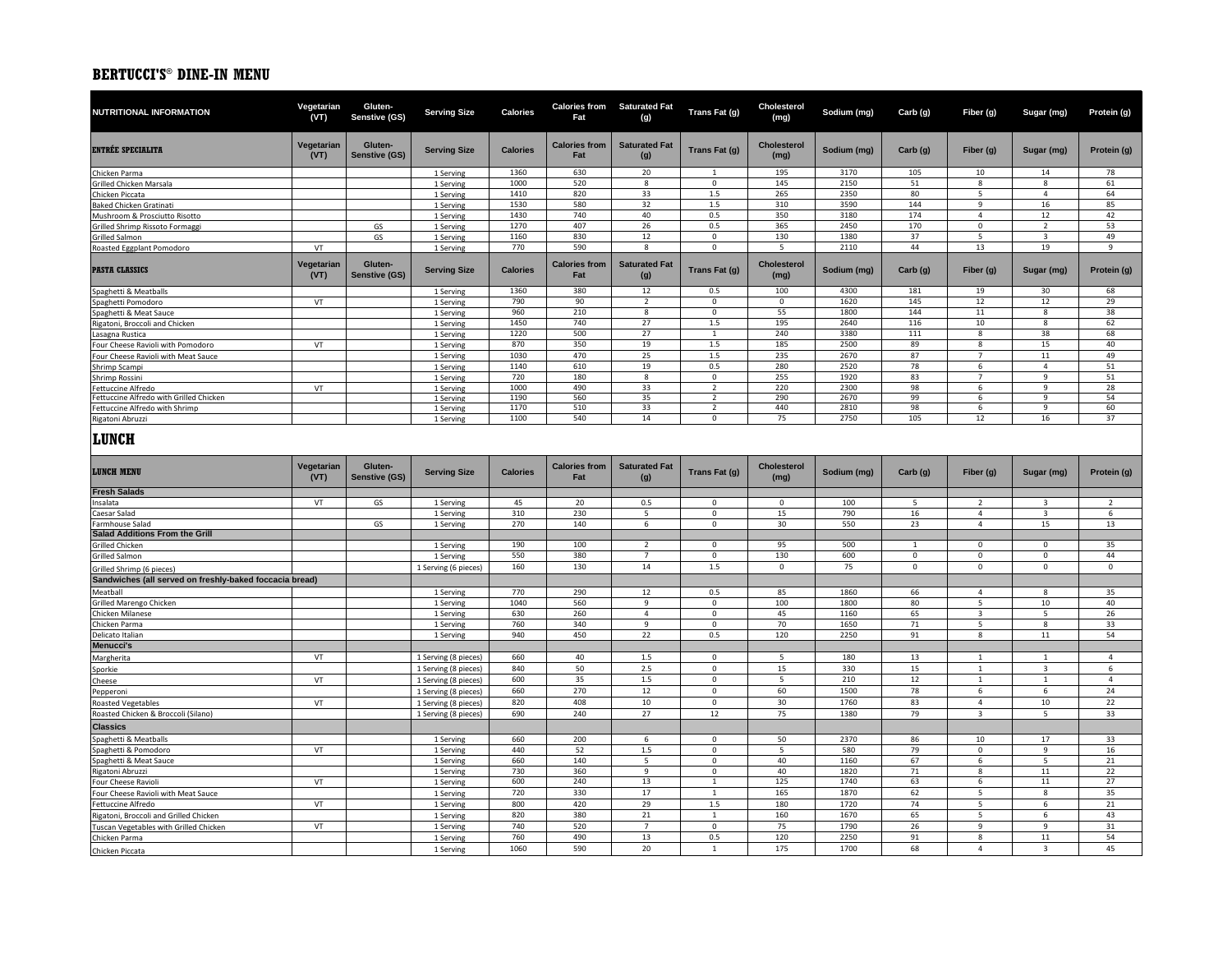## BERTUCCI'S® DINE-IN MENU

| NUTRITIONAL INFORMATION | Vegetarian (VT) | Gluten-Senstive (GS) | Serving Size | Calories | Calories from Fat | Saturated Fat (g) | Trans Fat (g) | Cholesterol (mg) | Sodium (mg) | Carb (g) | Fiber (g) | Sugar (mg) | Protein (g) |
|---|---|---|---|---|---|---|---|---|---|---|---|---|---|
| **ENTRÉE SPECIALITA** | **Vegetarian (VT)** | **Gluten-Senstive (GS)** | **Serving Size** | **Calories** | **Calories from Fat** | **Saturated Fat (g)** | **Trans Fat (g)** | **Cholesterol (mg)** | **Sodium (mg)** | **Carb (g)** | **Fiber (g)** | **Sugar (mg)** | **Protein (g)** |
| Chicken Parma | | | 1 Serving | 1360 | 630 | 20 | 1 | 195 | 3170 | 105 | 10 | 14 | 78 |
| Grilled Chicken Marsala | | | 1 Serving | 1000 | 520 | 8 | 0 | 145 | 2150 | 51 | 8 | 8 | 61 |
| Chicken Piccata | | | 1 Serving | 1410 | 820 | 33 | 1.5 | 265 | 2350 | 80 | 5 | 4 | 64 |
| Baked Chicken Gratinati | | | 1 Serving | 1530 | 580 | 32 | 1.5 | 310 | 3590 | 144 | 9 | 16 | 85 |
| Mushroom & Prosciutto Risotto | | | 1 Serving | 1430 | 740 | 40 | 0.5 | 350 | 3180 | 174 | 4 | 12 | 42 |
| Grilled Shrimp Rissoto Formaggi | | GS | 1 Serving | 1270 | 407 | 26 | 0.5 | 365 | 2450 | 170 | 0 | 2 | 53 |
| Grilled Salmon | | GS | 1 Serving | 1160 | 830 | 12 | 0 | 130 | 1380 | 37 | 5 | 3 | 49 |
| Roasted Eggplant Pomodoro | VT | | 1 Serving | 770 | 590 | 8 | 0 | 5 | 2110 | 44 | 13 | 19 | 9 |
| **PASTA CLASSICS** | **Vegetarian (VT)** | **Gluten-Senstive (GS)** | **Serving Size** | **Calories** | **Calories from Fat** | **Saturated Fat (g)** | **Trans Fat (g)** | **Cholesterol (mg)** | **Sodium (mg)** | **Carb (g)** | **Fiber (g)** | **Sugar (mg)** | **Protein (g)** |
| Spaghetti & Meatballs | | | 1 Serving | 1360 | 380 | 12 | 0.5 | 100 | 4300 | 181 | 19 | 30 | 68 |
| Spaghetti Pomodoro | VT | | 1 Serving | 790 | 90 | 2 | 0 | 0 | 1620 | 145 | 12 | 12 | 29 |
| Spaghetti & Meat Sauce | | | 1 Serving | 960 | 210 | 8 | 0 | 55 | 1800 | 144 | 11 | 8 | 38 |
| Rigatoni, Broccoli and Chicken | | | 1 Serving | 1450 | 740 | 27 | 1.5 | 195 | 2640 | 116 | 10 | 8 | 62 |
| Lasagna Rustica | | | 1 Serving | 1220 | 500 | 27 | 1 | 240 | 3380 | 111 | 8 | 38 | 68 |
| Four Cheese Ravioli with Pomodoro | VT | | 1 Serving | 870 | 350 | 19 | 1.5 | 185 | 2500 | 89 | 8 | 15 | 40 |
| Four Cheese Ravioli with Meat Sauce | | | 1 Serving | 1030 | 470 | 25 | 1.5 | 235 | 2670 | 87 | 7 | 11 | 49 |
| Shrimp Scampi | | | 1 Serving | 1140 | 610 | 19 | 0.5 | 280 | 2520 | 78 | 6 | 4 | 51 |
| Shrimp Rossini | | | 1 Serving | 720 | 180 | 8 | 0 | 255 | 1920 | 83 | 7 | 9 | 51 |
| Fettuccine Alfredo | VT | | 1 Serving | 1000 | 490 | 33 | 2 | 220 | 2300 | 98 | 6 | 9 | 28 |
| Fettuccine Alfredo with Grilled Chicken | | | 1 Serving | 1190 | 560 | 35 | 2 | 290 | 2670 | 99 | 6 | 9 | 54 |
| Fettuccine Alfredo with Shrimp | | | 1 Serving | 1170 | 510 | 33 | 2 | 440 | 2810 | 98 | 6 | 9 | 60 |
| Rigatoni Abruzzi | | | 1 Serving | 1100 | 540 | 14 | 0 | 75 | 2750 | 105 | 12 | 16 | 37 |

## LUNCH

| LUNCH MENU | Vegetarian (VT) | Gluten-Senstive (GS) | Serving Size | Calories | Calories from Fat | Saturated Fat (g) | Trans Fat (g) | Cholesterol (mg) | Sodium (mg) | Carb (g) | Fiber (g) | Sugar (mg) | Protein (g) |
|---|---|---|---|---|---|---|---|---|---|---|---|---|---|
| **Fresh Salads** | | | | | | | | | | | | | |
| Insalata | VT | GS | 1 Serving | 45 | 20 | 0.5 | 0 | 0 | 100 | 5 | 2 | 3 | 2 |
| Caesar Salad | | | 1 Serving | 310 | 230 | 5 | 0 | 15 | 790 | 16 | 4 | 3 | 6 |
| Farmhouse Salad | | GS | 1 Serving | 270 | 140 | 6 | 0 | 30 | 550 | 23 | 4 | 15 | 13 |
| **Salad Additions From the Grill** | | | | | | | | | | | | | |
| Grilled Chicken | | | 1 Serving | 190 | 100 | 2 | 0 | 95 | 500 | 1 | 0 | 0 | 35 |
| Grilled Salmon | | | 1 Serving | 550 | 380 | 7 | 0 | 130 | 600 | 0 | 0 | 0 | 44 |
| Grilled Shrimp (6 pieces) | | | 1 Serving (6 pieces) | 160 | 130 | 14 | 1.5 | 0 | 75 | 0 | 0 | 0 | 0 |
| **Sandwiches (all served on freshly-baked foccacia bread)** | | | | | | | | | | | | | |
| Meatball | | | 1 Serving | 770 | 290 | 12 | 0.5 | 85 | 1860 | 66 | 4 | 8 | 35 |
| Grilled Marengo Chicken | | | 1 Serving | 1040 | 560 | 9 | 0 | 100 | 1800 | 80 | 5 | 10 | 40 |
| Chicken Milanese | | | 1 Serving | 630 | 260 | 4 | 0 | 45 | 1160 | 65 | 3 | 5 | 26 |
| Chicken Parma | | | 1 Serving | 760 | 340 | 9 | 0 | 70 | 1650 | 71 | 5 | 8 | 33 |
| Delicato Italian | | | 1 Serving | 940 | 450 | 22 | 0.5 | 120 | 2250 | 91 | 8 | 11 | 54 |
| **Menucci's** | | | | | | | | | | | | | |
| Margherita | VT | | 1 Serving (8 pieces) | 660 | 40 | 1.5 | 0 | 5 | 180 | 13 | 1 | 1 | 4 |
| Sporkie | | | 1 Serving (8 pieces) | 840 | 50 | 2.5 | 0 | 15 | 330 | 15 | 1 | 3 | 6 |
| Cheese | VT | | 1 Serving (8 pieces) | 600 | 35 | 1.5 | 0 | 5 | 210 | 12 | 1 | 1 | 4 |
| Pepperoni | | | 1 Serving (8 pieces) | 660 | 270 | 12 | 0 | 60 | 1500 | 78 | 6 | 6 | 24 |
| Roasted Vegetables | VT | | 1 Serving (8 pieces) | 820 | 408 | 10 | 0 | 30 | 1760 | 83 | 4 | 10 | 22 |
| Roasted Chicken & Broccoli (Silano) | | | 1 Serving (8 pieces) | 690 | 240 | 27 | 12 | 75 | 1380 | 79 | 3 | 5 | 33 |
| **Classics** | | | | | | | | | | | | | |
| Spaghetti & Meatballs | | | 1 Serving | 660 | 200 | 6 | 0 | 50 | 2370 | 86 | 10 | 17 | 33 |
| Spaghetti & Pomodoro | VT | | 1 Serving | 440 | 52 | 1.5 | 0 | 5 | 580 | 79 | 0 | 9 | 16 |
| Spaghetti & Meat Sauce | | | 1 Serving | 660 | 140 | 5 | 0 | 40 | 1160 | 67 | 6 | 5 | 21 |
| Rigatoni Abruzzi | | | 1 Serving | 730 | 360 | 9 | 0 | 40 | 1820 | 71 | 8 | 11 | 22 |
| Four Cheese Ravioli | VT | | 1 Serving | 600 | 240 | 13 | 1 | 125 | 1740 | 63 | 6 | 11 | 27 |
| Four Cheese Ravioli with Meat Sauce | | | 1 Serving | 720 | 330 | 17 | 1 | 165 | 1870 | 62 | 5 | 8 | 35 |
| Fettuccine Alfredo | VT | | 1 Serving | 800 | 420 | 29 | 1.5 | 180 | 1720 | 74 | 5 | 6 | 21 |
| Rigatoni, Broccoli and Grilled Chicken | | | 1 Serving | 820 | 380 | 21 | 1 | 160 | 1670 | 65 | 5 | 6 | 43 |
| Tuscan Vegetables with Grilled Chicken | VT | | 1 Serving | 740 | 520 | 7 | 0 | 75 | 1790 | 26 | 9 | 9 | 31 |
| Chicken Parma | | | 1 Serving | 760 | 490 | 13 | 0.5 | 120 | 2250 | 91 | 8 | 11 | 54 |
| Chicken Piccata | | | 1 Serving | 1060 | 590 | 20 | 1 | 175 | 1700 | 68 | 4 | 3 | 45 |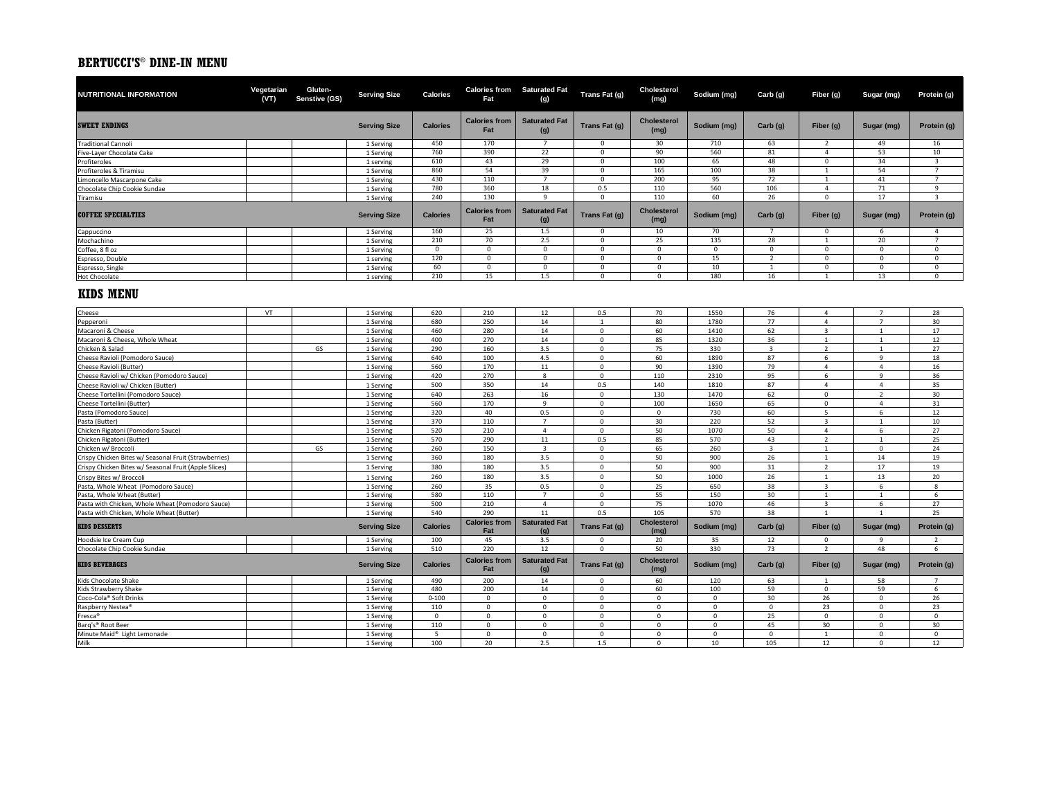## BERTUCCI'S® DINE-IN MENU

| NUTRITIONAL INFORMATION | Vegetarian (VT) | Gluten-Senstive (GS) | Serving Size | Calories | Calories from Fat | Saturated Fat (g) | Trans Fat (g) | Cholesterol (mg) | Sodium (mg) | Carb (g) | Fiber (g) | Sugar (mg) | Protein (g) |
|---|---|---|---|---|---|---|---|---|---|---|---|---|---|
| **SWEET ENDINGS** | | | Serving Size | Calories | Calories from Fat | Saturated Fat (g) | Trans Fat (g) | Cholesterol (mg) | Sodium (mg) | Carb (g) | Fiber (g) | Sugar (mg) | Protein (g) |
| Traditional Cannoli | | | 1 Serving | 450 | 170 | 7 | 0 | 30 | 710 | 63 | 2 | 49 | 16 |
| Five-Layer Chocolate Cake | | | 1 Serving | 760 | 390 | 22 | 0 | 90 | 560 | 81 | 4 | 53 | 10 |
| Profiteroles | | | 1 serving | 610 | 43 | 29 | 0 | 100 | 65 | 48 | 0 | 34 | 3 |
| Profiteroles & Tiramisu | | | 1 Serving | 860 | 54 | 39 | 0 | 165 | 100 | 38 | 1 | 54 | 7 |
| Limoncello Mascarpone Cake | | | 1 Serving | 430 | 110 | 7 | 0 | 200 | 95 | 72 | 1 | 41 | 7 |
| Chocolate Chip Cookie Sundae | | | 1 Serving | 780 | 360 | 18 | 0.5 | 110 | 560 | 106 | 4 | 71 | 9 |
| Tiramisu | | | 1 Serving | 240 | 130 | 9 | 0 | 110 | 60 | 26 | 0 | 17 | 3 |
| **COFFEE SPECIALTIES** | | | Serving Size | Calories | Calories from Fat | Saturated Fat (g) | Trans Fat (g) | Cholesterol (mg) | Sodium (mg) | Carb (g) | Fiber (g) | Sugar (mg) | Protein (g) |
| Cappuccino | | | 1 Serving | 160 | 25 | 1.5 | 0 | 10 | 70 | 7 | 0 | 6 | 4 |
| Mochachino | | | 1 Serving | 210 | 70 | 2.5 | 0 | 25 | 135 | 28 | 1 | 20 | 7 |
| Coffee, 8 fl oz | | | 1 Serving | 0 | 0 | 0 | 0 | 0 | 0 | 0 | 0 | 0 | 0 |
| Espresso, Double | | | 1 serving | 120 | 0 | 0 | 0 | 0 | 15 | 2 | 0 | 0 | 0 |
| Espresso, Single | | | 1 Serving | 60 | 0 | 0 | 0 | 0 | 10 | 1 | 0 | 0 | 0 |
| Hot Chocolate | | | 1 serving | 210 | 15 | 1.5 | 0 | 0 | 180 | 16 | 1 | 13 | 0 |

## KIDS MENU

| | | | | | | | | | | | | | |
|---|---|---|---|---|---|---|---|---|---|---|---|---|---|
| Cheese | VT | | 1 Serving | 620 | 210 | 12 | 0.5 | 70 | 1550 | 76 | 4 | 7 | 28 |
| Pepperoni | | | 1 Serving | 680 | 250 | 14 | 1 | 80 | 1780 | 77 | 4 | 7 | 30 |
| Macaroni & Cheese | | | 1 Serving | 460 | 280 | 14 | 0 | 60 | 1410 | 62 | 3 | 1 | 17 |
| Macaroni & Cheese, Whole Wheat | | | 1 Serving | 400 | 270 | 14 | 0 | 85 | 1320 | 36 | 1 | 1 | 12 |
| Chicken & Salad | | GS | 1 Serving | 290 | 160 | 3.5 | 0 | 75 | 330 | 3 | 2 | 1 | 27 |
| Cheese Ravioli (Pomodoro Sauce) | | | 1 Serving | 640 | 100 | 4.5 | 0 | 60 | 1890 | 87 | 6 | 9 | 18 |
| Cheese Ravioli (Butter) | | | 1 Serving | 560 | 170 | 11 | 0 | 90 | 1390 | 79 | 4 | 4 | 16 |
| Cheese Ravioli w/ Chicken (Pomodoro Sauce) | | | 1 Serving | 420 | 270 | 8 | 0 | 110 | 2310 | 95 | 6 | 9 | 36 |
| Cheese Ravioli w/ Chicken (Butter) | | | 1 Serving | 500 | 350 | 14 | 0.5 | 140 | 1810 | 87 | 4 | 4 | 35 |
| Cheese Tortellini (Pomodoro Sauce) | | | 1 Serving | 640 | 263 | 16 | 0 | 130 | 1470 | 62 | 0 | 2 | 30 |
| Cheese Tortellini (Butter) | | | 1 Serving | 560 | 170 | 9 | 0 | 100 | 1650 | 65 | 0 | 4 | 31 |
| Pasta (Pomodoro Sauce) | | | 1 Serving | 320 | 40 | 0.5 | 0 | 0 | 730 | 60 | 5 | 6 | 12 |
| Pasta (Butter) | | | 1 Serving | 370 | 110 | 7 | 0 | 30 | 220 | 52 | 3 | 1 | 10 |
| Chicken Rigatoni (Pomodoro Sauce) | | | 1 Serving | 520 | 210 | 4 | 0 | 50 | 1070 | 50 | 4 | 6 | 27 |
| Chicken Rigatoni (Butter) | | | 1 Serving | 570 | 290 | 11 | 0.5 | 85 | 570 | 43 | 2 | 1 | 25 |
| Chicken w/ Broccoli | | GS | 1 Serving | 260 | 150 | 3 | 0 | 65 | 260 | 3 | 1 | 0 | 24 |
| Crispy Chicken Bites w/ Seasonal Fruit (Strawberries) | | | 1 Serving | 360 | 180 | 3.5 | 0 | 50 | 900 | 26 | 1 | 14 | 19 |
| Crispy Chicken Bites w/ Seasonal Fruit (Apple Slices) | | | 1 Serving | 380 | 180 | 3.5 | 0 | 50 | 900 | 31 | 2 | 17 | 19 |
| Crispy Bites w/ Broccoli | | | 1 Serving | 260 | 180 | 3.5 | 0 | 50 | 1000 | 26 | 1 | 13 | 20 |
| Pasta, Whole Wheat (Pomodoro Sauce) | | | 1 Serving | 260 | 35 | 0.5 | 0 | 25 | 650 | 38 | 3 | 6 | 8 |
| Pasta, Whole Wheat (Butter) | | | 1 Serving | 580 | 110 | 7 | 0 | 55 | 150 | 30 | 1 | 1 | 6 |
| Pasta with Chicken, Whole Wheat (Pomodoro Sauce) | | | 1 Serving | 500 | 210 | 4 | 0 | 75 | 1070 | 46 | 3 | 6 | 27 |
| Pasta with Chicken, Whole Wheat (Butter) | | | 1 Serving | 540 | 290 | 11 | 0.5 | 105 | 570 | 38 | 1 | 1 | 25 |
| **KIDS DESSERTS** | | | Serving Size | Calories | Calories from Fat | Saturated Fat (g) | Trans Fat (g) | Cholesterol (mg) | Sodium (mg) | Carb (g) | Fiber (g) | Sugar (mg) | Protein (g) |
| Hoodsie Ice Cream Cup | | | 1 Serving | 100 | 45 | 3.5 | 0 | 20 | 35 | 12 | 0 | 9 | 2 |
| Chocolate Chip Cookie Sundae | | | 1 Serving | 510 | 220 | 12 | 0 | 50 | 330 | 73 | 2 | 48 | 6 |
| **KIDS BEVERAGES** | | | Serving Size | Calories | Calories from Fat | Saturated Fat (g) | Trans Fat (g) | Cholesterol (mg) | Sodium (mg) | Carb (g) | Fiber (g) | Sugar (mg) | Protein (g) |
| Kids Chocolate Shake | | | 1 Serving | 490 | 200 | 14 | 0 | 60 | 120 | 63 | 1 | 58 | 7 |
| Kids Strawberry Shake | | | 1 Serving | 480 | 200 | 14 | 0 | 60 | 100 | 59 | 0 | 59 | 6 |
| Coco-Cola® Soft Drinks | | | 1 Serving | 0-100 | 0 | 0 | 0 | 0 | 0 | 30 | 26 | 0 | 26 |
| Raspberry Nestea® | | | 1 Serving | 110 | 0 | 0 | 0 | 0 | 0 | 0 | 23 | 0 | 23 |
| Fresca® | | | 1 Serving | 0 | 0 | 0 | 0 | 0 | 0 | 25 | 0 | 0 | 0 |
| Barq's® Root Beer | | | 1 Serving | 110 | 0 | 0 | 0 | 0 | 0 | 45 | 30 | 0 | 30 |
| Minute Maid® Light Lemonade | | | 1 Serving | 5 | 0 | 0 | 0 | 0 | 0 | 0 | 1 | 0 | 0 |
| Milk | | | 1 Serving | 100 | 20 | 2.5 | 1.5 | 0 | 10 | 105 | 12 | 0 | 12 |